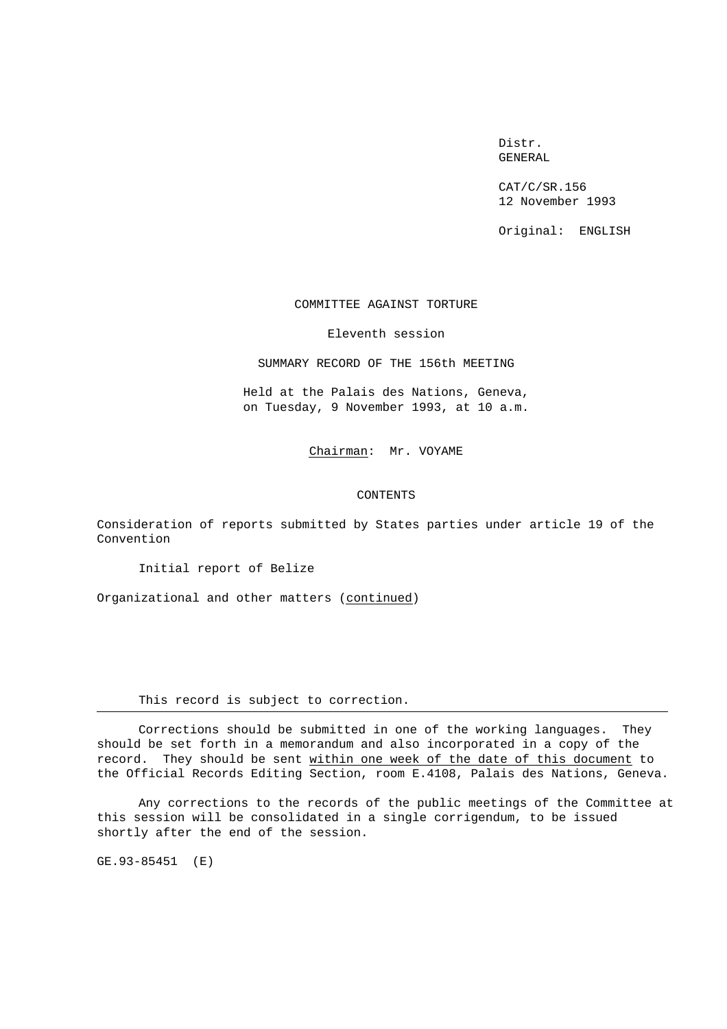Distr.
GENERAL

CAT/C/SR.156
12 November 1993

Original: ENGLISH

# COMMITTEE AGAINST TORTURE

## Eleventh session

## SUMMARY RECORD OF THE 156th MEETING

Held at the Palais des Nations, Geneva,
on Tuesday, 9 November 1993, at 10 a.m.

*Chairman*: Mr. VOYAME

## CONTENTS

Consideration of reports submitted by States parties under article 19 of the Convention

Initial report of Belize

Organizational and other matters (*continued*)

This record is subject to correction.

---

Corrections should be submitted in one of the working languages. They should be set forth in a memorandum and also incorporated in a copy of the record. They should be sent *within one week of the date of this document* to the Official Records Editing Section, room E.4108, Palais des Nations, Geneva.

Any corrections to the records of the public meetings of the Committee at this session will be consolidated in a single corrigendum, to be issued shortly after the end of the session.

GE.93-85451 (E)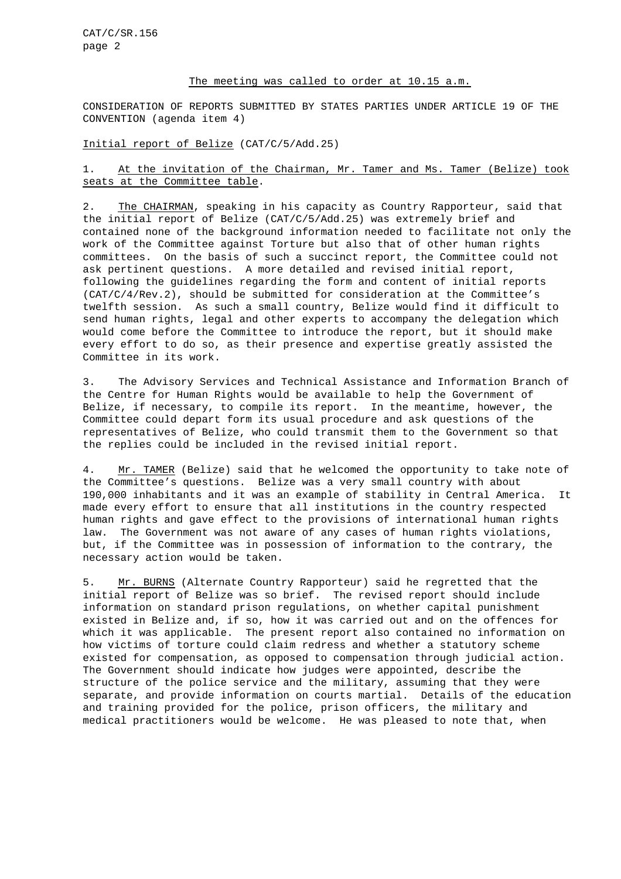The meeting was called to order at 10.15 a.m.

CONSIDERATION OF REPORTS SUBMITTED BY STATES PARTIES UNDER ARTICLE 19 OF THE CONVENTION (agenda item 4)

Initial report of Belize (CAT/C/5/Add.25)

1. At the invitation of the Chairman, Mr. Tamer and Ms. Tamer (Belize) took seats at the Committee table.

2. The CHAIRMAN, speaking in his capacity as Country Rapporteur, said that the initial report of Belize (CAT/C/5/Add.25) was extremely brief and contained none of the background information needed to facilitate not only the work of the Committee against Torture but also that of other human rights committees. On the basis of such a succinct report, the Committee could not ask pertinent questions. A more detailed and revised initial report, following the guidelines regarding the form and content of initial reports (CAT/C/4/Rev.2), should be submitted for consideration at the Committee's twelfth session. As such a small country, Belize would find it difficult to send human rights, legal and other experts to accompany the delegation which would come before the Committee to introduce the report, but it should make every effort to do so, as their presence and expertise greatly assisted the Committee in its work.

3. The Advisory Services and Technical Assistance and Information Branch of the Centre for Human Rights would be available to help the Government of Belize, if necessary, to compile its report. In the meantime, however, the Committee could depart form its usual procedure and ask questions of the representatives of Belize, who could transmit them to the Government so that the replies could be included in the revised initial report.

4. Mr. TAMER (Belize) said that he welcomed the opportunity to take note of the Committee's questions. Belize was a very small country with about 190,000 inhabitants and it was an example of stability in Central America. It made every effort to ensure that all institutions in the country respected human rights and gave effect to the provisions of international human rights law. The Government was not aware of any cases of human rights violations, but, if the Committee was in possession of information to the contrary, the necessary action would be taken.

5. Mr. BURNS (Alternate Country Rapporteur) said he regretted that the initial report of Belize was so brief. The revised report should include information on standard prison regulations, on whether capital punishment existed in Belize and, if so, how it was carried out and on the offences for which it was applicable. The present report also contained no information on how victims of torture could claim redress and whether a statutory scheme existed for compensation, as opposed to compensation through judicial action. The Government should indicate how judges were appointed, describe the structure of the police service and the military, assuming that they were separate, and provide information on courts martial. Details of the education and training provided for the police, prison officers, the military and medical practitioners would be welcome. He was pleased to note that, when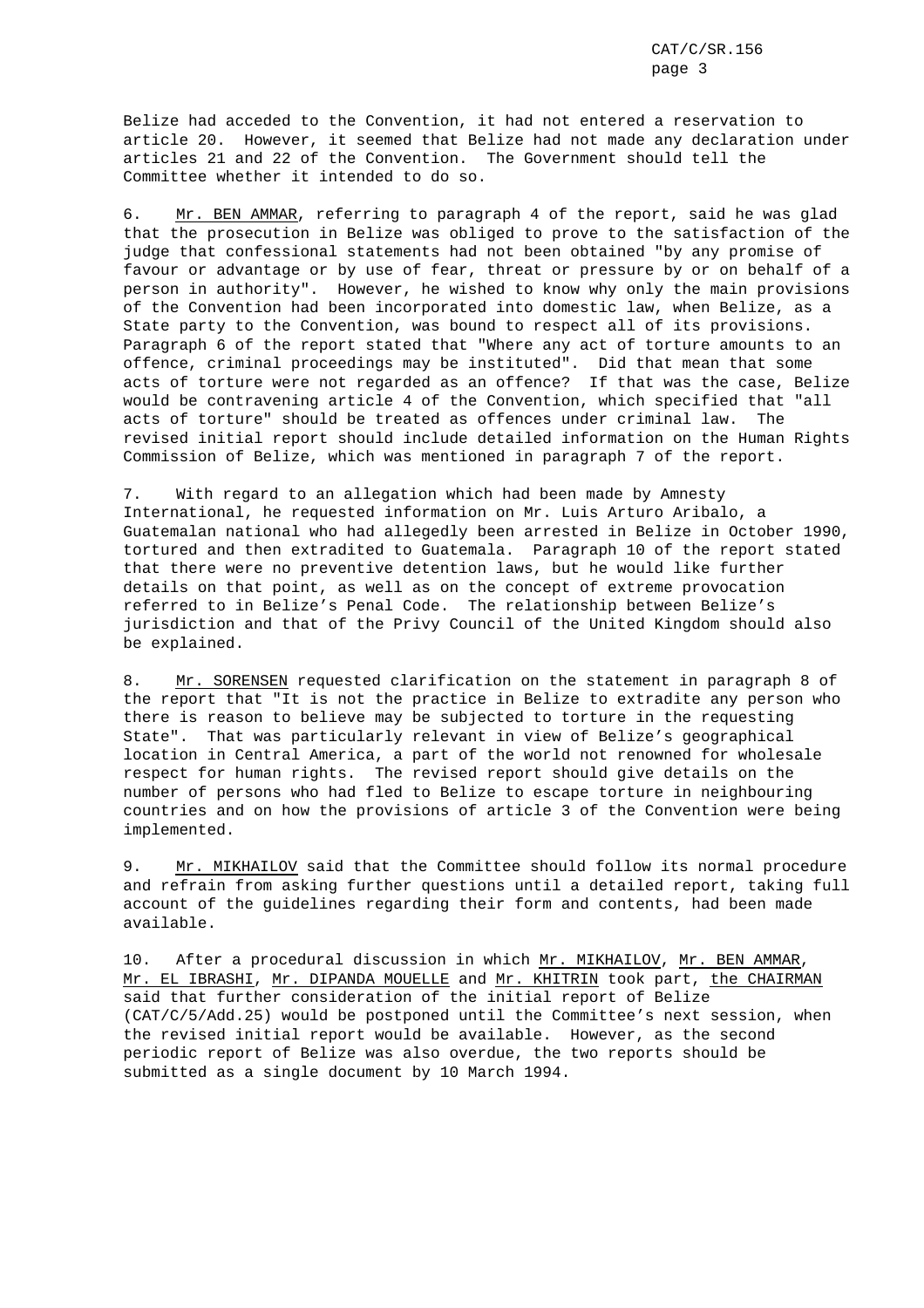Belize had acceded to the Convention, it had not entered a reservation to article 20. However, it seemed that Belize had not made any declaration under articles 21 and 22 of the Convention. The Government should tell the Committee whether it intended to do so.

6. Mr. BEN AMMAR, referring to paragraph 4 of the report, said he was glad that the prosecution in Belize was obliged to prove to the satisfaction of the judge that confessional statements had not been obtained "by any promise of favour or advantage or by use of fear, threat or pressure by or on behalf of a person in authority". However, he wished to know why only the main provisions of the Convention had been incorporated into domestic law, when Belize, as a State party to the Convention, was bound to respect all of its provisions. Paragraph 6 of the report stated that "Where any act of torture amounts to an offence, criminal proceedings may be instituted". Did that mean that some acts of torture were not regarded as an offence? If that was the case, Belize would be contravening article 4 of the Convention, which specified that "all acts of torture" should be treated as offences under criminal law. The revised initial report should include detailed information on the Human Rights Commission of Belize, which was mentioned in paragraph 7 of the report.

7. With regard to an allegation which had been made by Amnesty International, he requested information on Mr. Luis Arturo Aribalo, a Guatemalan national who had allegedly been arrested in Belize in October 1990, tortured and then extradited to Guatemala. Paragraph 10 of the report stated that there were no preventive detention laws, but he would like further details on that point, as well as on the concept of extreme provocation referred to in Belize's Penal Code. The relationship between Belize's jurisdiction and that of the Privy Council of the United Kingdom should also be explained.

8. Mr. SORENSEN requested clarification on the statement in paragraph 8 of the report that "It is not the practice in Belize to extradite any person who there is reason to believe may be subjected to torture in the requesting State". That was particularly relevant in view of Belize's geographical location in Central America, a part of the world not renowned for wholesale respect for human rights. The revised report should give details on the number of persons who had fled to Belize to escape torture in neighbouring countries and on how the provisions of article 3 of the Convention were being implemented.

9. Mr. MIKHAILOV said that the Committee should follow its normal procedure and refrain from asking further questions until a detailed report, taking full account of the guidelines regarding their form and contents, had been made available.

10. After a procedural discussion in which Mr. MIKHAILOV, Mr. BEN AMMAR, Mr. EL IBRASHI, Mr. DIPANDA MOUELLE and Mr. KHITRIN took part, the CHAIRMAN said that further consideration of the initial report of Belize (CAT/C/5/Add.25) would be postponed until the Committee's next session, when the revised initial report would be available. However, as the second periodic report of Belize was also overdue, the two reports should be submitted as a single document by 10 March 1994.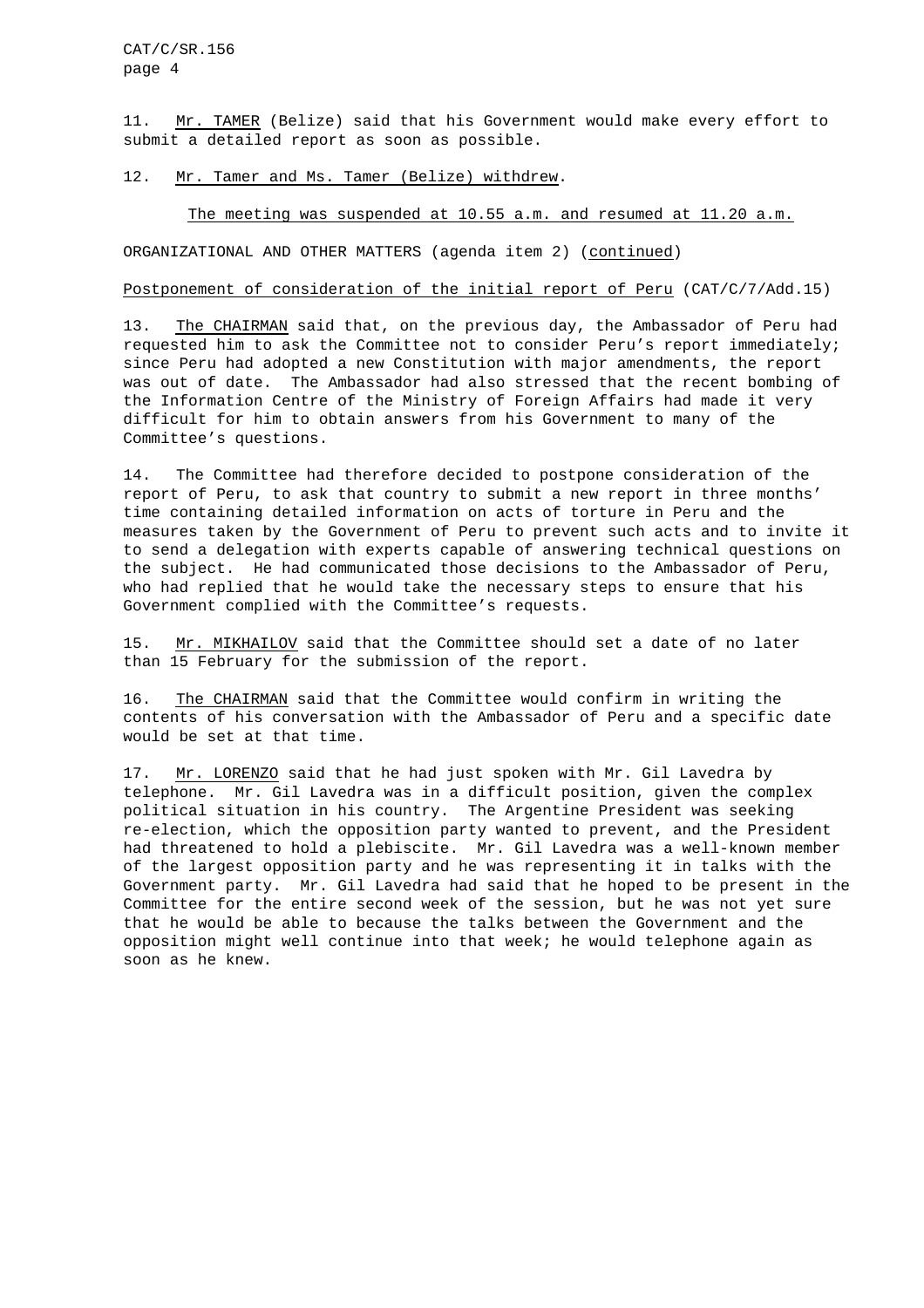11. Mr. TAMER (Belize) said that his Government would make every effort to submit a detailed report as soon as possible.

12. Mr. Tamer and Ms. Tamer (Belize) withdrew.

The meeting was suspended at 10.55 a.m. and resumed at 11.20 a.m.

ORGANIZATIONAL AND OTHER MATTERS (agenda item 2) (continued)

Postponement of consideration of the initial report of Peru (CAT/C/7/Add.15)

13. The CHAIRMAN said that, on the previous day, the Ambassador of Peru had requested him to ask the Committee not to consider Peru's report immediately; since Peru had adopted a new Constitution with major amendments, the report was out of date. The Ambassador had also stressed that the recent bombing of the Information Centre of the Ministry of Foreign Affairs had made it very difficult for him to obtain answers from his Government to many of the Committee's questions.

14. The Committee had therefore decided to postpone consideration of the report of Peru, to ask that country to submit a new report in three months' time containing detailed information on acts of torture in Peru and the measures taken by the Government of Peru to prevent such acts and to invite it to send a delegation with experts capable of answering technical questions on the subject. He had communicated those decisions to the Ambassador of Peru, who had replied that he would take the necessary steps to ensure that his Government complied with the Committee's requests.

15. Mr. MIKHAILOV said that the Committee should set a date of no later than 15 February for the submission of the report.

16. The CHAIRMAN said that the Committee would confirm in writing the contents of his conversation with the Ambassador of Peru and a specific date would be set at that time.

17. Mr. LORENZO said that he had just spoken with Mr. Gil Lavedra by telephone. Mr. Gil Lavedra was in a difficult position, given the complex political situation in his country. The Argentine President was seeking re-election, which the opposition party wanted to prevent, and the President had threatened to hold a plebiscite. Mr. Gil Lavedra was a well-known member of the largest opposition party and he was representing it in talks with the Government party. Mr. Gil Lavedra had said that he hoped to be present in the Committee for the entire second week of the session, but he was not yet sure that he would be able to because the talks between the Government and the opposition might well continue into that week; he would telephone again as soon as he knew.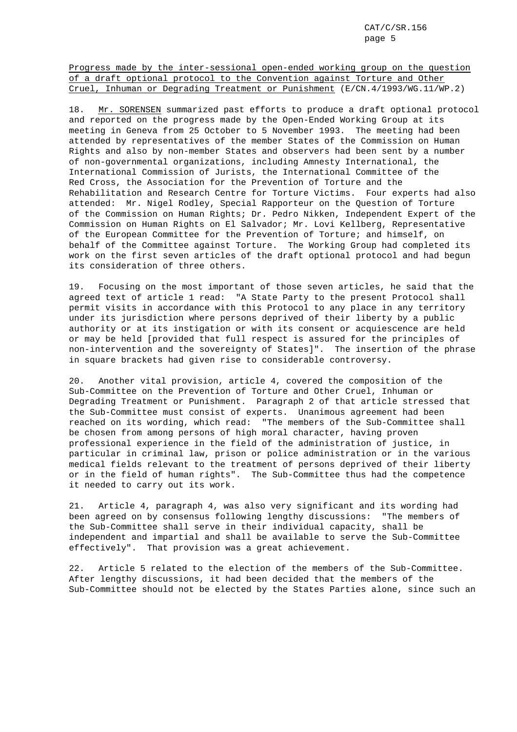Progress made by the inter-sessional open-ended working group on the question of a draft optional protocol to the Convention against Torture and Other Cruel, Inhuman or Degrading Treatment or Punishment (E/CN.4/1993/WG.11/WP.2)

18. Mr. SORENSEN summarized past efforts to produce a draft optional protocol and reported on the progress made by the Open-Ended Working Group at its meeting in Geneva from 25 October to 5 November 1993. The meeting had been attended by representatives of the member States of the Commission on Human Rights and also by non-member States and observers had been sent by a number of non-governmental organizations, including Amnesty International, the International Commission of Jurists, the International Committee of the Red Cross, the Association for the Prevention of Torture and the Rehabilitation and Research Centre for Torture Victims. Four experts had also attended: Mr. Nigel Rodley, Special Rapporteur on the Question of Torture of the Commission on Human Rights; Dr. Pedro Nikken, Independent Expert of the Commission on Human Rights on El Salvador; Mr. Lovi Kellberg, Representative of the European Committee for the Prevention of Torture; and himself, on behalf of the Committee against Torture. The Working Group had completed its work on the first seven articles of the draft optional protocol and had begun its consideration of three others.

19. Focusing on the most important of those seven articles, he said that the agreed text of article 1 read: "A State Party to the present Protocol shall permit visits in accordance with this Protocol to any place in any territory under its jurisdiction where persons deprived of their liberty by a public authority or at its instigation or with its consent or acquiescence are held or may be held [provided that full respect is assured for the principles of non-intervention and the sovereignty of States]". The insertion of the phrase in square brackets had given rise to considerable controversy.

20. Another vital provision, article 4, covered the composition of the Sub-Committee on the Prevention of Torture and Other Cruel, Inhuman or Degrading Treatment or Punishment. Paragraph 2 of that article stressed that the Sub-Committee must consist of experts. Unanimous agreement had been reached on its wording, which read: "The members of the Sub-Committee shall be chosen from among persons of high moral character, having proven professional experience in the field of the administration of justice, in particular in criminal law, prison or police administration or in the various medical fields relevant to the treatment of persons deprived of their liberty or in the field of human rights". The Sub-Committee thus had the competence it needed to carry out its work.

21. Article 4, paragraph 4, was also very significant and its wording had been agreed on by consensus following lengthy discussions: "The members of the Sub-Committee shall serve in their individual capacity, shall be independent and impartial and shall be available to serve the Sub-Committee effectively". That provision was a great achievement.

22. Article 5 related to the election of the members of the Sub-Committee. After lengthy discussions, it had been decided that the members of the Sub-Committee should not be elected by the States Parties alone, since such an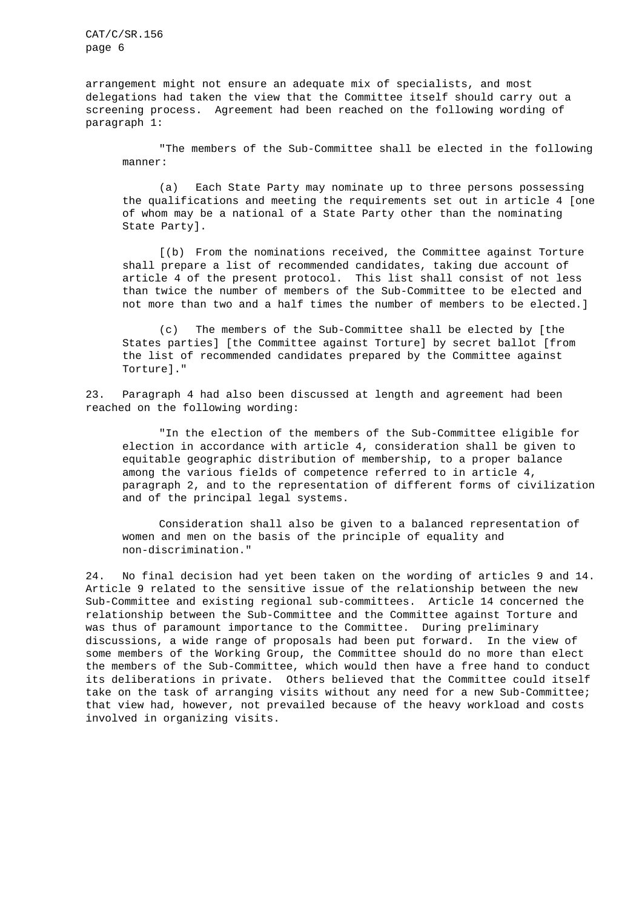arrangement might not ensure an adequate mix of specialists, and most delegations had taken the view that the Committee itself should carry out a screening process. Agreement had been reached on the following wording of paragraph 1:

> "The members of the Sub-Committee shall be elected in the following manner:
>
> (a) Each State Party may nominate up to three persons possessing the qualifications and meeting the requirements set out in article 4 [one of whom may be a national of a State Party other than the nominating State Party].
>
> [(b) From the nominations received, the Committee against Torture shall prepare a list of recommended candidates, taking due account of article 4 of the present protocol. This list shall consist of not less than twice the number of members of the Sub-Committee to be elected and not more than two and a half times the number of members to be elected.]
>
> (c) The members of the Sub-Committee shall be elected by [the States parties] [the Committee against Torture] by secret ballot [from the list of recommended candidates prepared by the Committee against Torture]."

23. Paragraph 4 had also been discussed at length and agreement had been reached on the following wording:

> "In the election of the members of the Sub-Committee eligible for election in accordance with article 4, consideration shall be given to equitable geographic distribution of membership, to a proper balance among the various fields of competence referred to in article 4, paragraph 2, and to the representation of different forms of civilization and of the principal legal systems.
>
> Consideration shall also be given to a balanced representation of women and men on the basis of the principle of equality and non-discrimination."

24. No final decision had yet been taken on the wording of articles 9 and 14. Article 9 related to the sensitive issue of the relationship between the new Sub-Committee and existing regional sub-committees. Article 14 concerned the relationship between the Sub-Committee and the Committee against Torture and was thus of paramount importance to the Committee. During preliminary discussions, a wide range of proposals had been put forward. In the view of some members of the Working Group, the Committee should do no more than elect the members of the Sub-Committee, which would then have a free hand to conduct its deliberations in private. Others believed that the Committee could itself take on the task of arranging visits without any need for a new Sub-Committee; that view had, however, not prevailed because of the heavy workload and costs involved in organizing visits.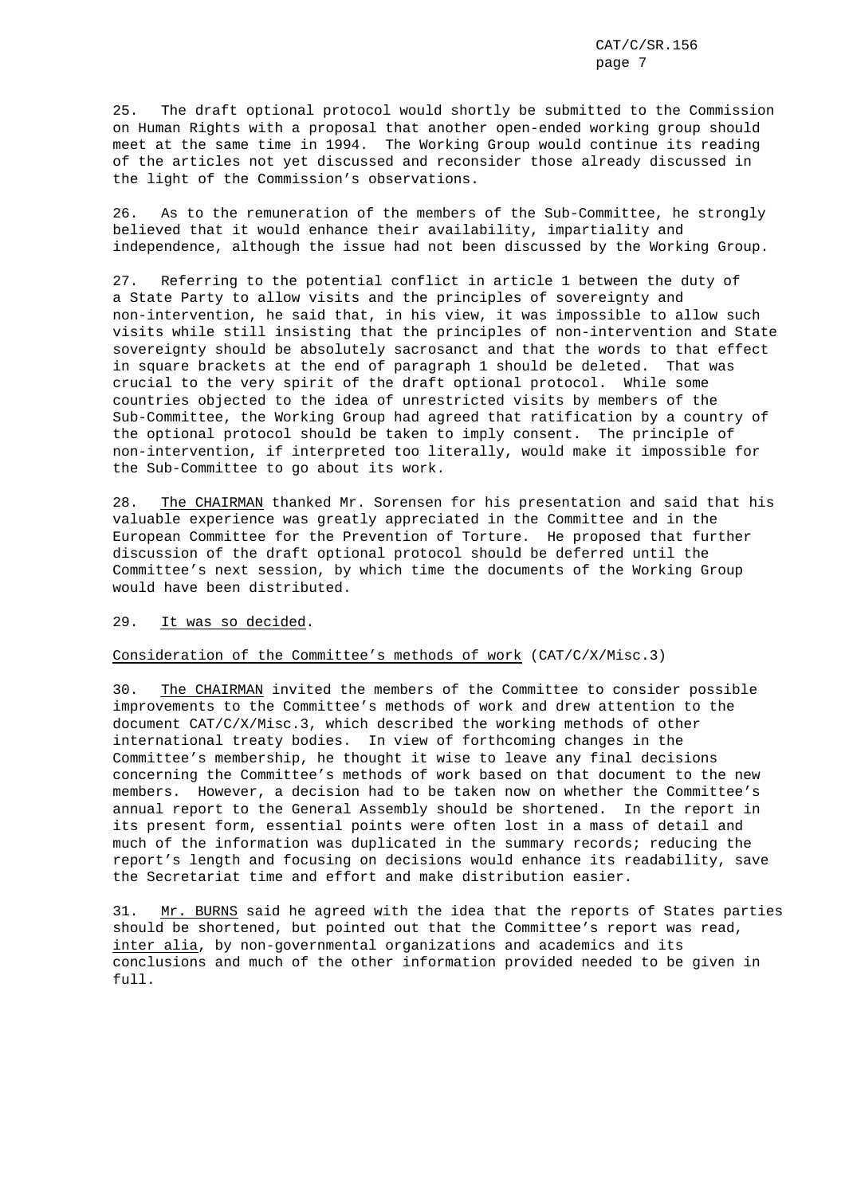25. The draft optional protocol would shortly be submitted to the Commission on Human Rights with a proposal that another open-ended working group should meet at the same time in 1994. The Working Group would continue its reading of the articles not yet discussed and reconsider those already discussed in the light of the Commission's observations.

26. As to the remuneration of the members of the Sub-Committee, he strongly believed that it would enhance their availability, impartiality and independence, although the issue had not been discussed by the Working Group.

27. Referring to the potential conflict in article 1 between the duty of a State Party to allow visits and the principles of sovereignty and non-intervention, he said that, in his view, it was impossible to allow such visits while still insisting that the principles of non-intervention and State sovereignty should be absolutely sacrosanct and that the words to that effect in square brackets at the end of paragraph 1 should be deleted. That was crucial to the very spirit of the draft optional protocol. While some countries objected to the idea of unrestricted visits by members of the Sub-Committee, the Working Group had agreed that ratification by a country of the optional protocol should be taken to imply consent. The principle of non-intervention, if interpreted too literally, would make it impossible for the Sub-Committee to go about its work.

28. The CHAIRMAN thanked Mr. Sorensen for his presentation and said that his valuable experience was greatly appreciated in the Committee and in the European Committee for the Prevention of Torture. He proposed that further discussion of the draft optional protocol should be deferred until the Committee's next session, by which time the documents of the Working Group would have been distributed.

29. It was so decided.

Consideration of the Committee's methods of work (CAT/C/X/Misc.3)

30. The CHAIRMAN invited the members of the Committee to consider possible improvements to the Committee's methods of work and drew attention to the document CAT/C/X/Misc.3, which described the working methods of other international treaty bodies. In view of forthcoming changes in the Committee's membership, he thought it wise to leave any final decisions concerning the Committee's methods of work based on that document to the new members. However, a decision had to be taken now on whether the Committee's annual report to the General Assembly should be shortened. In the report in its present form, essential points were often lost in a mass of detail and much of the information was duplicated in the summary records; reducing the report's length and focusing on decisions would enhance its readability, save the Secretariat time and effort and make distribution easier.

31. Mr. BURNS said he agreed with the idea that the reports of States parties should be shortened, but pointed out that the Committee's report was read, *inter alia*, by non-governmental organizations and academics and its conclusions and much of the other information provided needed to be given in full.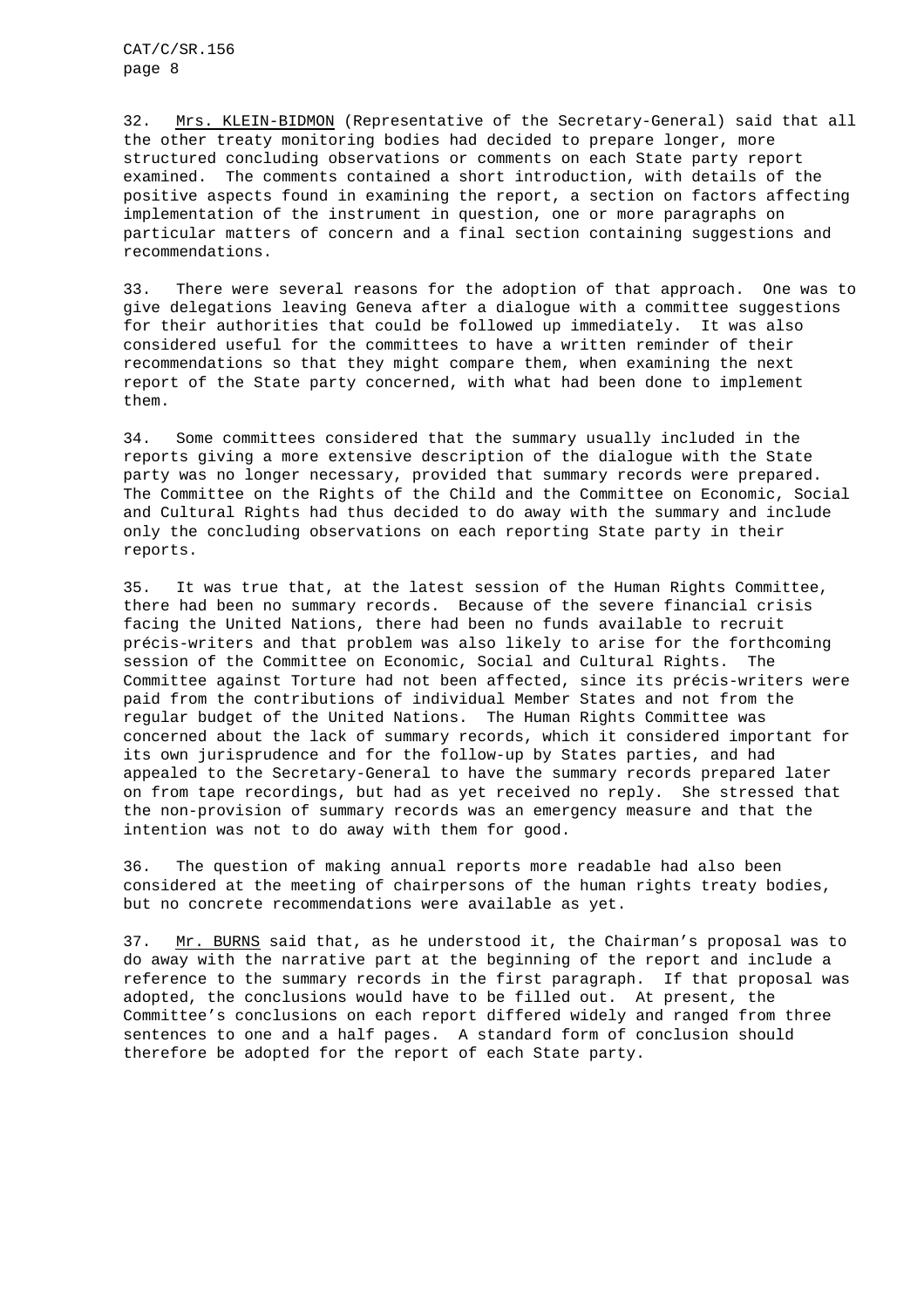32. Mrs. KLEIN-BIDMON (Representative of the Secretary-General) said that all the other treaty monitoring bodies had decided to prepare longer, more structured concluding observations or comments on each State party report examined. The comments contained a short introduction, with details of the positive aspects found in examining the report, a section on factors affecting implementation of the instrument in question, one or more paragraphs on particular matters of concern and a final section containing suggestions and recommendations.

33. There were several reasons for the adoption of that approach. One was to give delegations leaving Geneva after a dialogue with a committee suggestions for their authorities that could be followed up immediately. It was also considered useful for the committees to have a written reminder of their recommendations so that they might compare them, when examining the next report of the State party concerned, with what had been done to implement them.

34. Some committees considered that the summary usually included in the reports giving a more extensive description of the dialogue with the State party was no longer necessary, provided that summary records were prepared. The Committee on the Rights of the Child and the Committee on Economic, Social and Cultural Rights had thus decided to do away with the summary and include only the concluding observations on each reporting State party in their reports.

35. It was true that, at the latest session of the Human Rights Committee, there had been no summary records. Because of the severe financial crisis facing the United Nations, there had been no funds available to recruit précis-writers and that problem was also likely to arise for the forthcoming session of the Committee on Economic, Social and Cultural Rights. The Committee against Torture had not been affected, since its précis-writers were paid from the contributions of individual Member States and not from the regular budget of the United Nations. The Human Rights Committee was concerned about the lack of summary records, which it considered important for its own jurisprudence and for the follow-up by States parties, and had appealed to the Secretary-General to have the summary records prepared later on from tape recordings, but had as yet received no reply. She stressed that the non-provision of summary records was an emergency measure and that the intention was not to do away with them for good.

36. The question of making annual reports more readable had also been considered at the meeting of chairpersons of the human rights treaty bodies, but no concrete recommendations were available as yet.

37. Mr. BURNS said that, as he understood it, the Chairman's proposal was to do away with the narrative part at the beginning of the report and include a reference to the summary records in the first paragraph. If that proposal was adopted, the conclusions would have to be filled out. At present, the Committee's conclusions on each report differed widely and ranged from three sentences to one and a half pages. A standard form of conclusion should therefore be adopted for the report of each State party.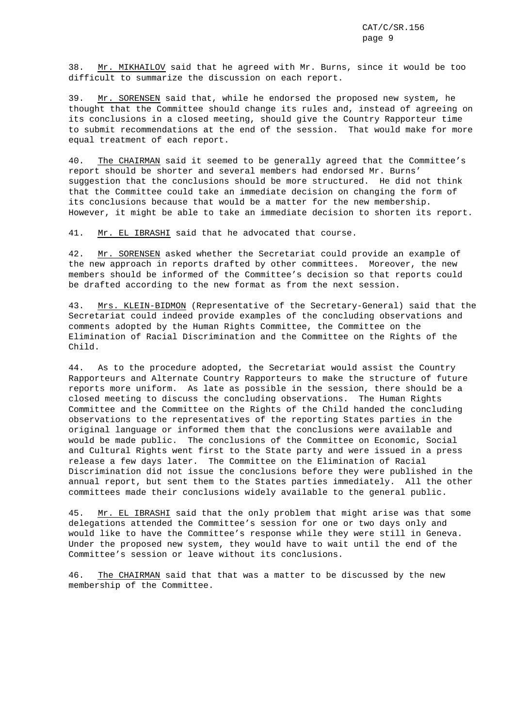38. Mr. MIKHAILOV said that he agreed with Mr. Burns, since it would be too difficult to summarize the discussion on each report.

39. Mr. SORENSEN said that, while he endorsed the proposed new system, he thought that the Committee should change its rules and, instead of agreeing on its conclusions in a closed meeting, should give the Country Rapporteur time to submit recommendations at the end of the session. That would make for more equal treatment of each report.

40. The CHAIRMAN said it seemed to be generally agreed that the Committee's report should be shorter and several members had endorsed Mr. Burns' suggestion that the conclusions should be more structured. He did not think that the Committee could take an immediate decision on changing the form of its conclusions because that would be a matter for the new membership. However, it might be able to take an immediate decision to shorten its report.

41. Mr. EL IBRASHI said that he advocated that course.

42. Mr. SORENSEN asked whether the Secretariat could provide an example of the new approach in reports drafted by other committees. Moreover, the new members should be informed of the Committee's decision so that reports could be drafted according to the new format as from the next session.

43. Mrs. KLEIN-BIDMON (Representative of the Secretary-General) said that the Secretariat could indeed provide examples of the concluding observations and comments adopted by the Human Rights Committee, the Committee on the Elimination of Racial Discrimination and the Committee on the Rights of the Child.

44. As to the procedure adopted, the Secretariat would assist the Country Rapporteurs and Alternate Country Rapporteurs to make the structure of future reports more uniform. As late as possible in the session, there should be a closed meeting to discuss the concluding observations. The Human Rights Committee and the Committee on the Rights of the Child handed the concluding observations to the representatives of the reporting States parties in the original language or informed them that the conclusions were available and would be made public. The conclusions of the Committee on Economic, Social and Cultural Rights went first to the State party and were issued in a press release a few days later. The Committee on the Elimination of Racial Discrimination did not issue the conclusions before they were published in the annual report, but sent them to the States parties immediately. All the other committees made their conclusions widely available to the general public.

45. Mr. EL IBRASHI said that the only problem that might arise was that some delegations attended the Committee's session for one or two days only and would like to have the Committee's response while they were still in Geneva. Under the proposed new system, they would have to wait until the end of the Committee's session or leave without its conclusions.

46. The CHAIRMAN said that that was a matter to be discussed by the new membership of the Committee.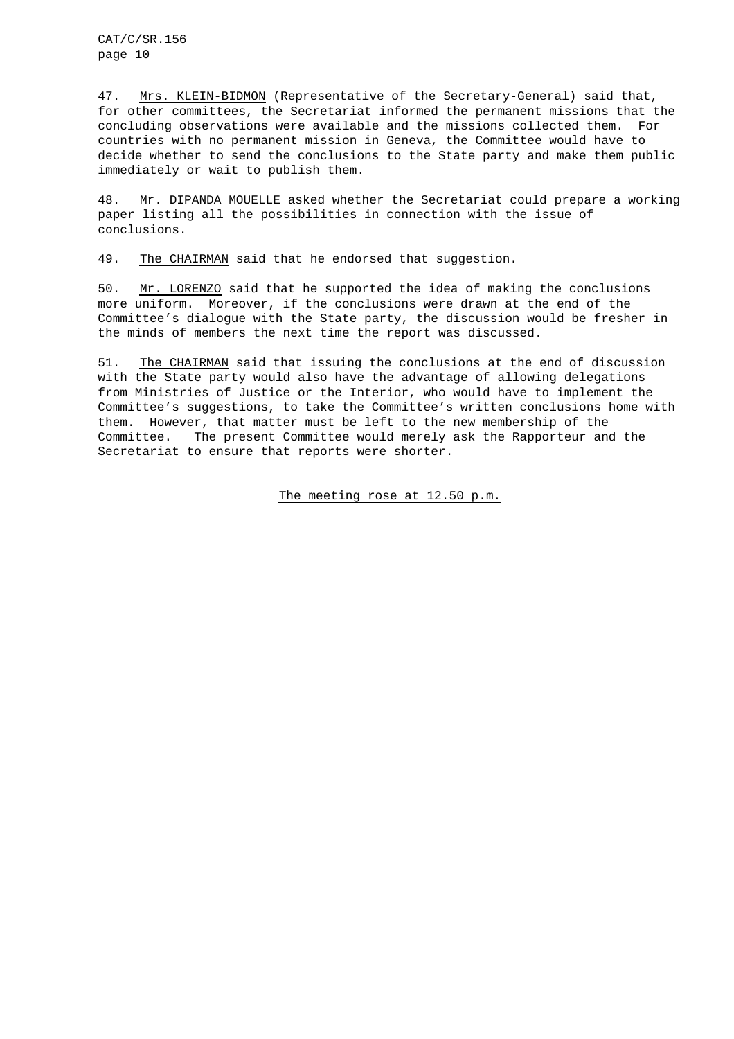47. Mrs. KLEIN-BIDMON (Representative of the Secretary-General) said that, for other committees, the Secretariat informed the permanent missions that the concluding observations were available and the missions collected them. For countries with no permanent mission in Geneva, the Committee would have to decide whether to send the conclusions to the State party and make them public immediately or wait to publish them.

48. Mr. DIPANDA MOUELLE asked whether the Secretariat could prepare a working paper listing all the possibilities in connection with the issue of conclusions.

49. The CHAIRMAN said that he endorsed that suggestion.

50. Mr. LORENZO said that he supported the idea of making the conclusions more uniform. Moreover, if the conclusions were drawn at the end of the Committee's dialogue with the State party, the discussion would be fresher in the minds of members the next time the report was discussed.

51. The CHAIRMAN said that issuing the conclusions at the end of discussion with the State party would also have the advantage of allowing delegations from Ministries of Justice or the Interior, who would have to implement the Committee's suggestions, to take the Committee's written conclusions home with them. However, that matter must be left to the new membership of the Committee. The present Committee would merely ask the Rapporteur and the Secretariat to ensure that reports were shorter.

The meeting rose at 12.50 p.m.